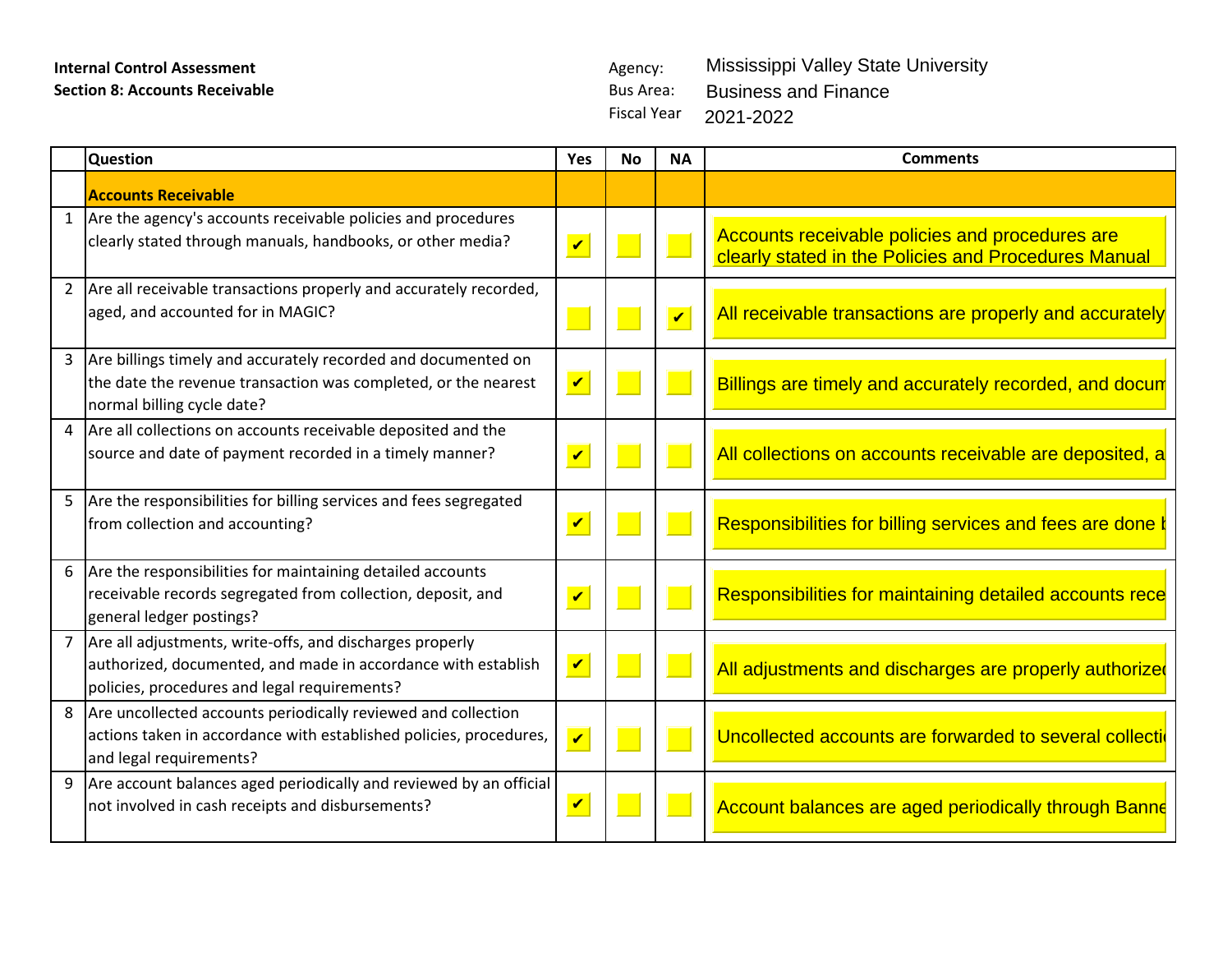**Internal Control Assessment**
**Section 8: Accounts Receivable**

Agency: Mississippi Valley State University
Bus Area: Business and Finance
Fiscal Year 2021-2022

| | Question | Yes | No | NA | Comments |
|---|---|---|---|---|---|
| | **Accounts Receivable** | | | | |
| 1 | Are the agency's accounts receivable policies and procedures clearly stated through manuals, handbooks, or other media? | ✔ | | | Accounts receivable policies and procedures are clearly stated in the Policies and Procedures Manual |
| 2 | Are all receivable transactions properly and accurately recorded, aged, and accounted for in MAGIC? | | | ✔ | All receivable transactions are properly and accurately |
| 3 | Are billings timely and accurately recorded and documented on the date the revenue transaction was completed, or the nearest normal billing cycle date? | ✔ | | | Billings are timely and accurately recorded, and docum |
| 4 | Are all collections on accounts receivable deposited and the source and date of payment recorded in a timely manner? | ✔ | | | All collections on accounts receivable are deposited, a |
| 5 | Are the responsibilities for billing services and fees segregated from collection and accounting? | ✔ | | | Responsibilities for billing services and fees are done b |
| 6 | Are the responsibilities for maintaining detailed accounts receivable records segregated from collection, deposit, and general ledger postings? | ✔ | | | Responsibilities for maintaining detailed accounts rece |
| 7 | Are all adjustments, write-offs, and discharges properly authorized, documented, and made in accordance with establish policies, procedures and legal requirements? | ✔ | | | All adjustments and discharges are properly authorized |
| 8 | Are uncollected accounts periodically reviewed and collection actions taken in accordance with established policies, procedures, and legal requirements? | ✔ | | | Uncollected accounts are forwarded to several collecti |
| 9 | Are account balances aged periodically and reviewed by an official not involved in cash receipts and disbursements? | ✔ | | | Account balances are aged periodically through Banne |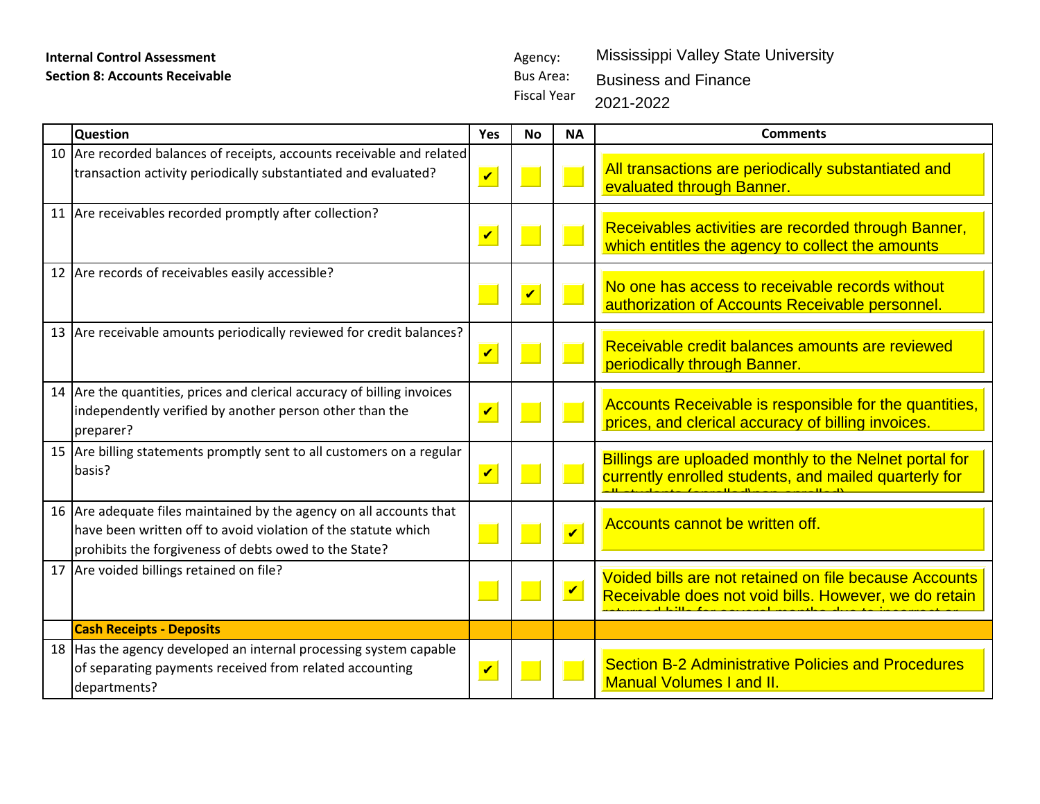**Internal Control Assessment**
**Section 8: Accounts Receivable**

Agency: Mississippi Valley State University
Bus Area: Business and Finance
Fiscal Year 2021-2022

| | Question | Yes | No | NA | Comments |
|---|---|---|---|---|---|
| 10 | Are recorded balances of receipts, accounts receivable and related transaction activity periodically substantiated and evaluated? | ✔ | | | All transactions are periodically substantiated and evaluated through Banner. |
| 11 | Are receivables recorded promptly after collection? | ✔ | | | Receivables activities are recorded through Banner, which entitles the agency to collect the amounts |
| 12 | Are records of receivables easily accessible? | | ✔ | | No one has access to receivable records without authorization of Accounts Receivable personnel. |
| 13 | Are receivable amounts periodically reviewed for credit balances? | ✔ | | | Receivable credit balances amounts are reviewed periodically through Banner. |
| 14 | Are the quantities, prices and clerical accuracy of billing invoices independently verified by another person other than the preparer? | ✔ | | | Accounts Receivable is responsible for the quantities, prices, and clerical accuracy of billing invoices. |
| 15 | Are billing statements promptly sent to all customers on a regular basis? | ✔ | | | Billings are uploaded monthly to the Nelnet portal for currently enrolled students, and mailed quarterly for all students (enrolled\non-enrolled). |
| 16 | Are adequate files maintained by the agency on all accounts that have been written off to avoid violation of the statute which prohibits the forgiveness of debts owed to the State? | | | ✔ | Accounts cannot be written off. |
| 17 | Are voided billings retained on file? | | | ✔ | Voided bills are not retained on file because Accounts Receivable does not void bills. However, we do retain returned bills for several months due to incorrect or |
| | **Cash Receipts - Deposits** | | | | |
| 18 | Has the agency developed an internal processing system capable of separating payments received from related accounting departments? | ✔ | | | Section B-2 Administrative Policies and Procedures Manual Volumes I and II. |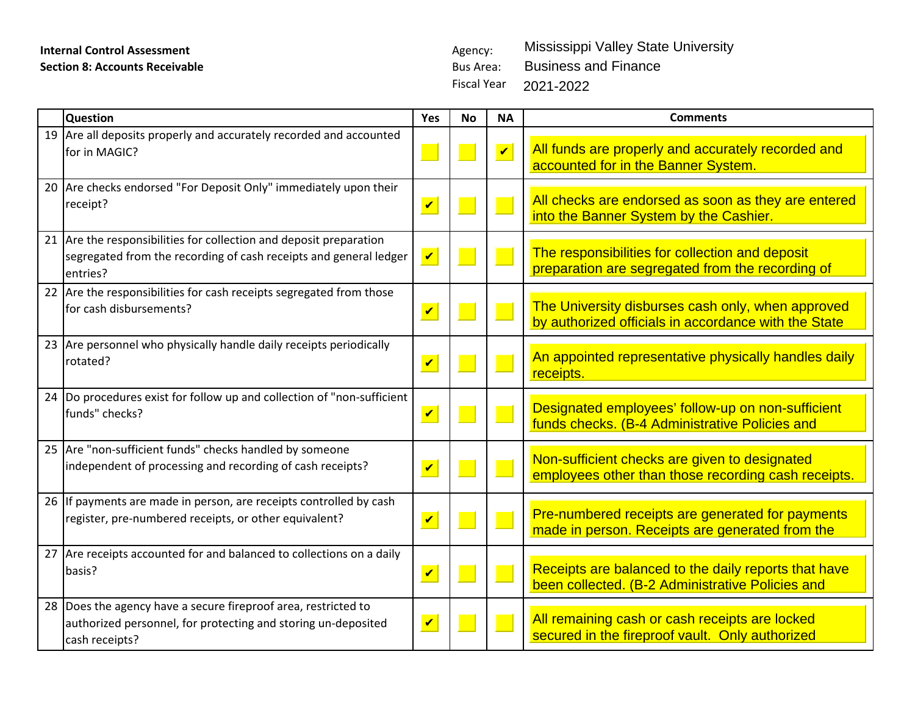**Internal Control Assessment**
**Section 8: Accounts Receivable**

Agency: Mississippi Valley State University
Bus Area: Business and Finance
Fiscal Year 2021-2022

| | Question | Yes | No | NA | Comments |
|---|---|---|---|---|---|
| 19 | Are all deposits properly and accurately recorded and accounted for in MAGIC? | | | ✔ | All funds are properly and accurately recorded and accounted for in the Banner System. |
| 20 | Are checks endorsed "For Deposit Only" immediately upon their receipt? | ✔ | | | All checks are endorsed as soon as they are entered into the Banner System by the Cashier. |
| 21 | Are the responsibilities for collection and deposit preparation segregated from the recording of cash receipts and general ledger entries? | ✔ | | | The responsibilities for collection and deposit preparation are segregated from the recording of |
| 22 | Are the responsibilities for cash receipts segregated from those for cash disbursements? | ✔ | | | The University disburses cash only, when approved by authorized officials in accordance with the State |
| 23 | Are personnel who physically handle daily receipts periodically rotated? | ✔ | | | An appointed representative physically handles daily receipts. |
| 24 | Do procedures exist for follow up and collection of "non-sufficient funds" checks? | ✔ | | | Designated employees' follow-up on non-sufficient funds checks. (B-4 Administrative Policies and |
| 25 | Are "non-sufficient funds" checks handled by someone independent of processing and recording of cash receipts? | ✔ | | | Non-sufficient checks are given to designated employees other than those recording cash receipts. |
| 26 | If payments are made in person, are receipts controlled by cash register, pre-numbered receipts, or other equivalent? | ✔ | | | Pre-numbered receipts are generated for payments made in person. Receipts are generated from the |
| 27 | Are receipts accounted for and balanced to collections on a daily basis? | ✔ | | | Receipts are balanced to the daily reports that have been collected. (B-2 Administrative Policies and |
| 28 | Does the agency have a secure fireproof area, restricted to authorized personnel, for protecting and storing un-deposited cash receipts? | ✔ | | | All remaining cash or cash receipts are locked secured in the fireproof vault. Only authorized |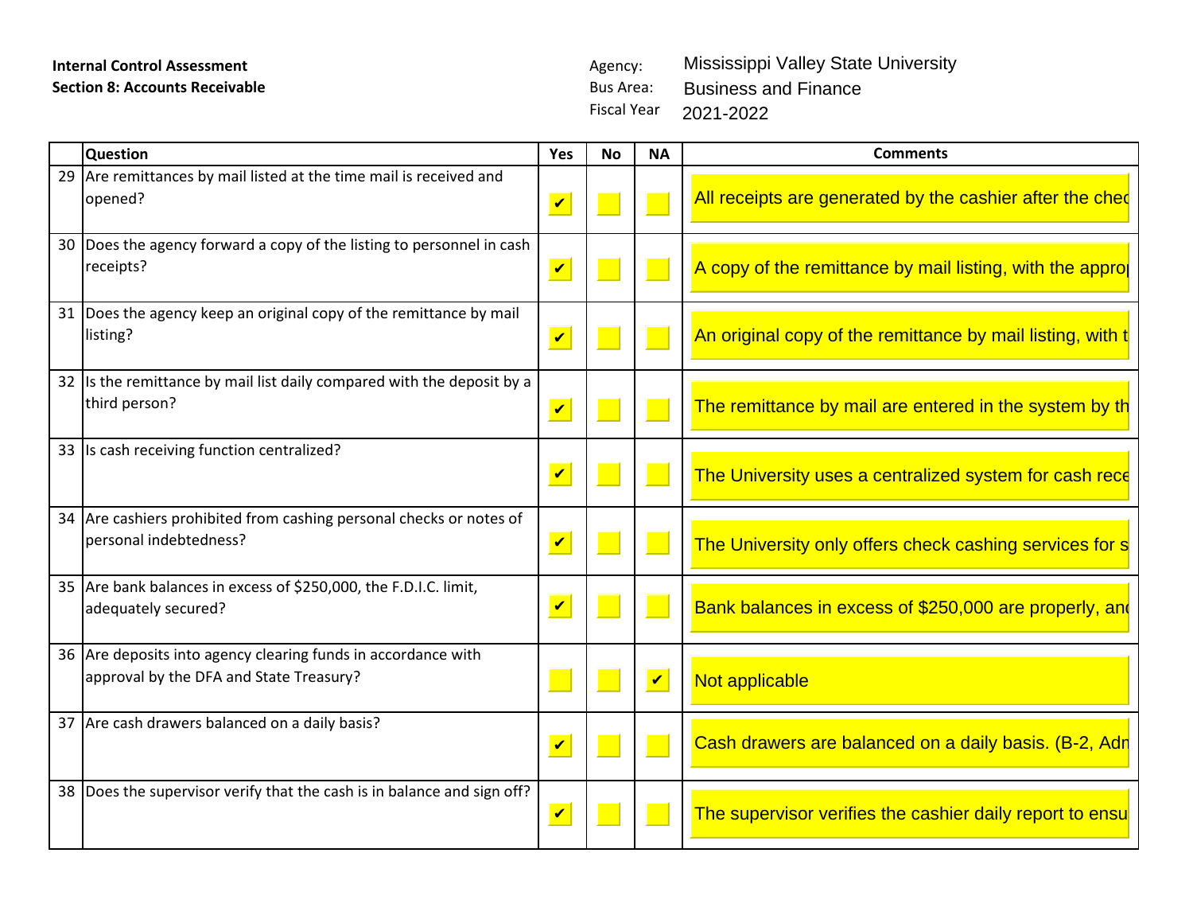**Internal Control Assessment**
**Section 8: Accounts Receivable**

Agency: Mississippi Valley State University
Bus Area: Business and Finance
Fiscal Year 2021-2022

| | Question | Yes | No | NA | Comments |
|---|---|---|---|---|---|
| 29 | Are remittances by mail listed at the time mail is received and opened? | ✔ | | | All receipts are generated by the cashier after the chec |
| 30 | Does the agency forward a copy of the listing to personnel in cash receipts? | ✔ | | | A copy of the remittance by mail listing, with the appro |
| 31 | Does the agency keep an original copy of the remittance by mail listing? | ✔ | | | An original copy of the remittance by mail listing, with t |
| 32 | Is the remittance by mail list daily compared with the deposit by a third person? | ✔ | | | The remittance by mail are entered in the system by th |
| 33 | Is cash receiving function centralized? | ✔ | | | The University uses a centralized system for cash rece |
| 34 | Are cashiers prohibited from cashing personal checks or notes of personal indebtedness? | ✔ | | | The University only offers check cashing services for s |
| 35 | Are bank balances in excess of $250,000, the F.D.I.C. limit, adequately secured? | ✔ | | | Bank balances in excess of $250,000 are properly, an |
| 36 | Are deposits into agency clearing funds in accordance with approval by the DFA and State Treasury? | | | ✔ | Not applicable |
| 37 | Are cash drawers balanced on a daily basis? | ✔ | | | Cash drawers are balanced on a daily basis. (B-2, Adn |
| 38 | Does the supervisor verify that the cash is in balance and sign off? | ✔ | | | The supervisor verifies the cashier daily report to ensu |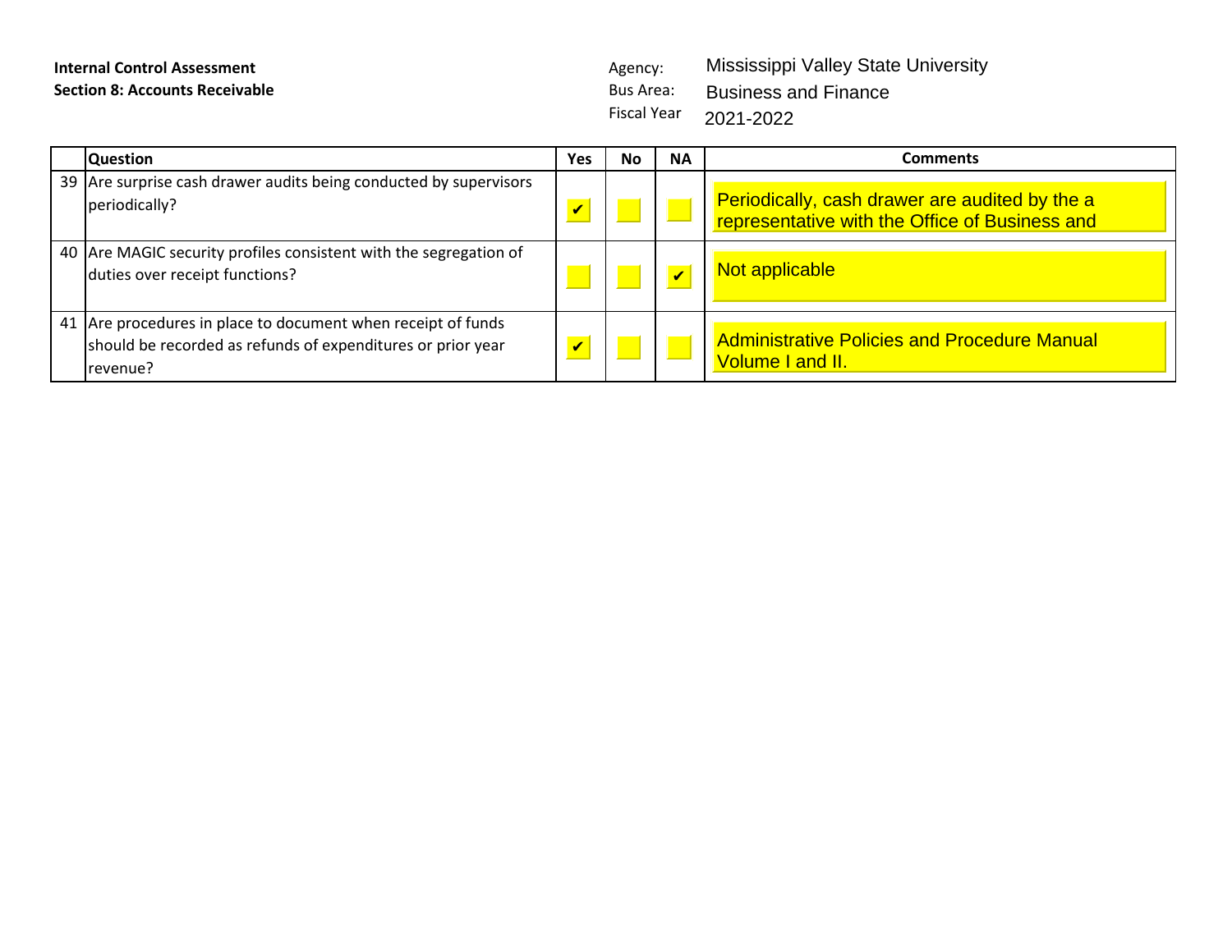**Internal Control Assessment**
**Section 8: Accounts Receivable**

Agency: Mississippi Valley State University
Bus Area: Business and Finance
Fiscal Year 2021-2022

| | Question | Yes | No | NA | Comments |
|---|---|---|---|---|---|
| 39 | Are surprise cash drawer audits being conducted by supervisors periodically? | ✔ | | | Periodically, cash drawer are audited by the a representative with the Office of Business and |
| 40 | Are MAGIC security profiles consistent with the segregation of duties over receipt functions? | | | ✔ | Not applicable |
| 41 | Are procedures in place to document when receipt of funds should be recorded as refunds of expenditures or prior year revenue? | ✔ | | | Administrative Policies and Procedure Manual Volume I and II. |